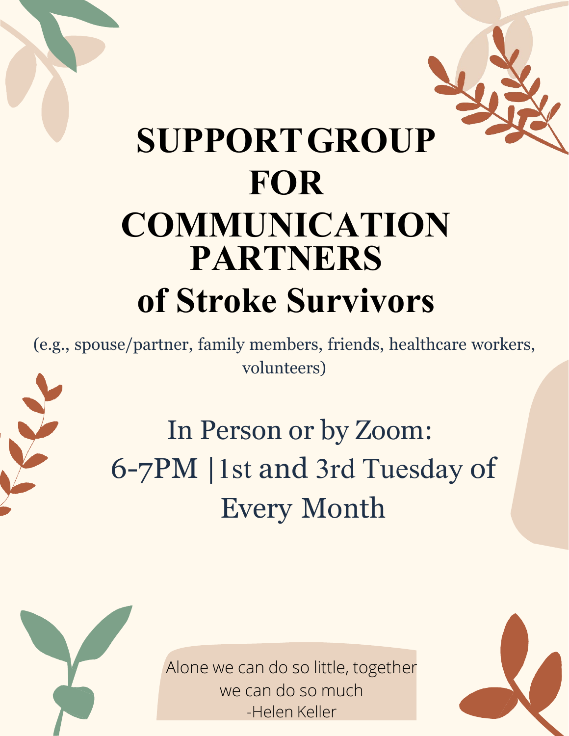# SUPPORT GROUP FOR COMMUNICATION PARTNERS of Stroke Survivors

(e.g., spouse/partner, family members, friends, healthcare workers, volunteers)

In Person or by Zoom:
6-7PM | 1st and 3rd Tuesday of Every Month

Alone we can do so little, together we can do so much
-Helen Keller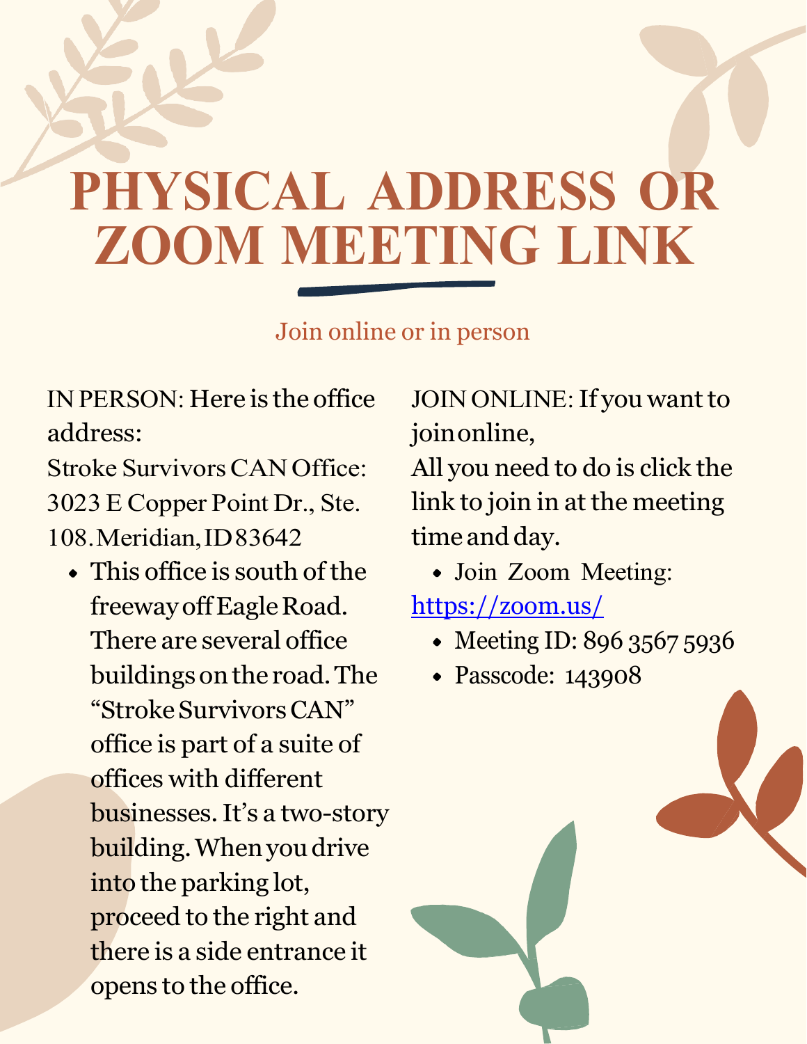# PHYSICAL ADDRESS OR ZOOM MEETING LINK

Join online or in person

IN PERSON: Here is the office address:
Stroke Survivors CAN Office: 3023 E Copper Point Dr., Ste. 108. Meridian, ID 83642

- This office is south of the freeway off Eagle Road. There are several office buildings on the road. The "Stroke Survivors CAN" office is part of a suite of offices with different businesses. It's a two-story building. When you drive into the parking lot, proceed to the right and there is a side entrance it opens to the office.

JOIN ONLINE: If you want to join online,
All you need to do is click the link to join in at the meeting time and day.

- Join Zoom Meeting:

[https://zoom.us/](https://zoom.us/)

- Meeting ID: 896 3567 5936
- Passcode: 143908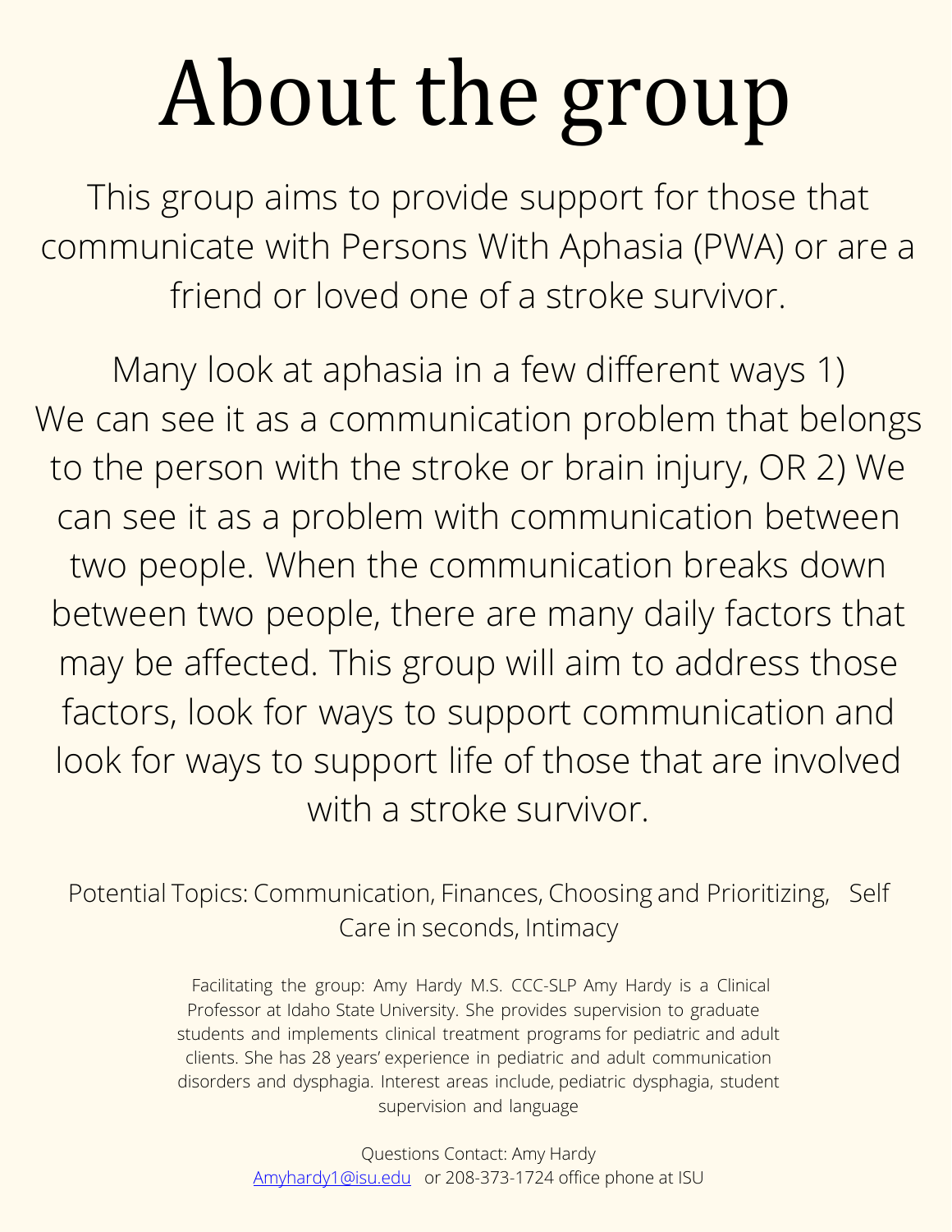# About the group

This group aims to provide support for those that communicate with Persons With Aphasia (PWA) or are a friend or loved one of a stroke survivor.

Many look at aphasia in a few different ways 1) We can see it as a communication problem that belongs to the person with the stroke or brain injury, OR 2) We can see it as a problem with communication between two people. When the communication breaks down between two people, there are many daily factors that may be affected. This group will aim to address those factors, look for ways to support communication and look for ways to support life of those that are involved with a stroke survivor.

Potential Topics: Communication, Finances, Choosing and Prioritizing, Self Care in seconds, Intimacy

Facilitating the group: Amy Hardy M.S. CCC-SLP Amy Hardy is a Clinical Professor at Idaho State University. She provides supervision to graduate students and implements clinical treatment programs for pediatric and adult clients. She has 28 years' experience in pediatric and adult communication disorders and dysphagia. Interest areas include, pediatric dysphagia, student supervision and language

Questions Contact: Amy Hardy
[Amyhardy1@isu.edu](mailto:Amyhardy1@isu.edu) or 208-373-1724 office phone at ISU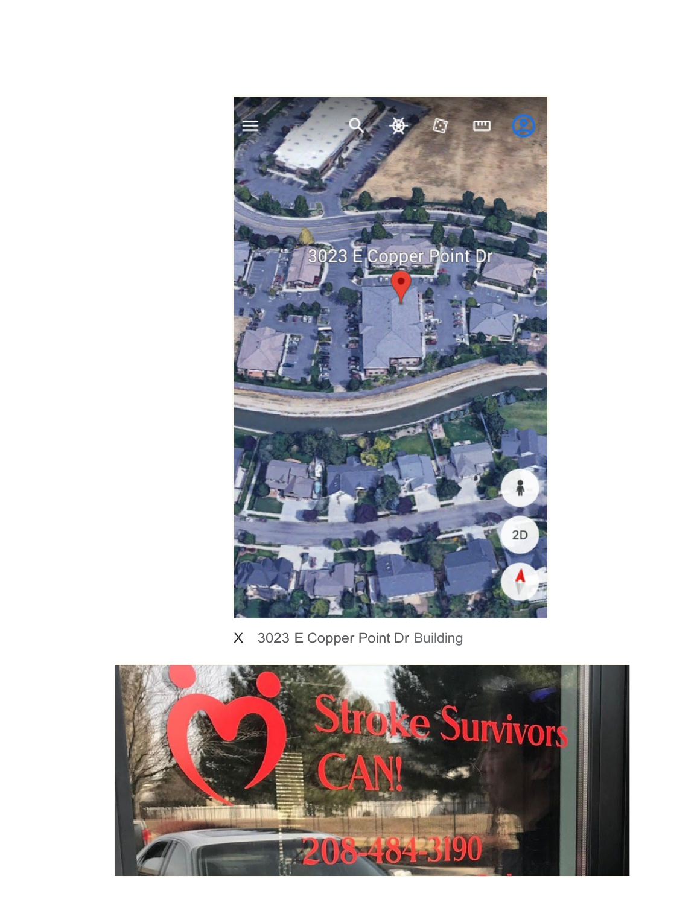X 3023 E Copper Point Dr Building